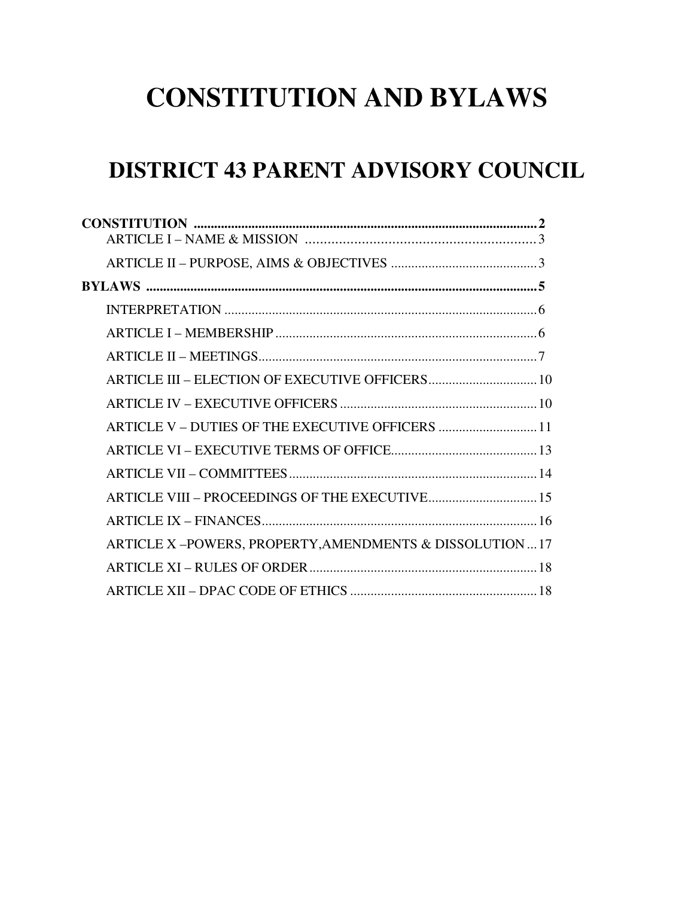# CONSTITUTION AND BYLAWS

## DISTRICT 43 PARENT ADVISORY COUNCIL

**CONSTITUTION** .......................................................................................................... **2**

- ARTICLE I – NAME & MISSION ........................................................................ 3
- ARTICLE II – PURPOSE, AIMS & OBJECTIVES ............................................ 3

**BYLAWS** ...................................................................................................................... **5**

- INTERPRETATION ............................................................................................. 6
- ARTICLE I – MEMBERSHIP ............................................................................... 6
- ARTICLE II – MEETINGS .................................................................................... 7
- ARTICLE III – ELECTION OF EXECUTIVE OFFICERS ................................. 10
- ARTICLE IV – EXECUTIVE OFFICERS ........................................................... 10
- ARTICLE V – DUTIES OF THE EXECUTIVE OFFICERS .............................. 11
- ARTICLE VI – EXECUTIVE TERMS OF OFFICE ............................................ 13
- ARTICLE VII – COMMITTEES ........................................................................... 14
- ARTICLE VIII – PROCEEDINGS OF THE EXECUTIVE ................................. 15
- ARTICLE IX – FINANCES ................................................................................... 16
- ARTICLE X –POWERS, PROPERTY,AMENDMENTS & DISSOLUTION ... 17
- ARTICLE XI – RULES OF ORDER ..................................................................... 18
- ARTICLE XII – DPAC CODE OF ETHICS ......................................................... 18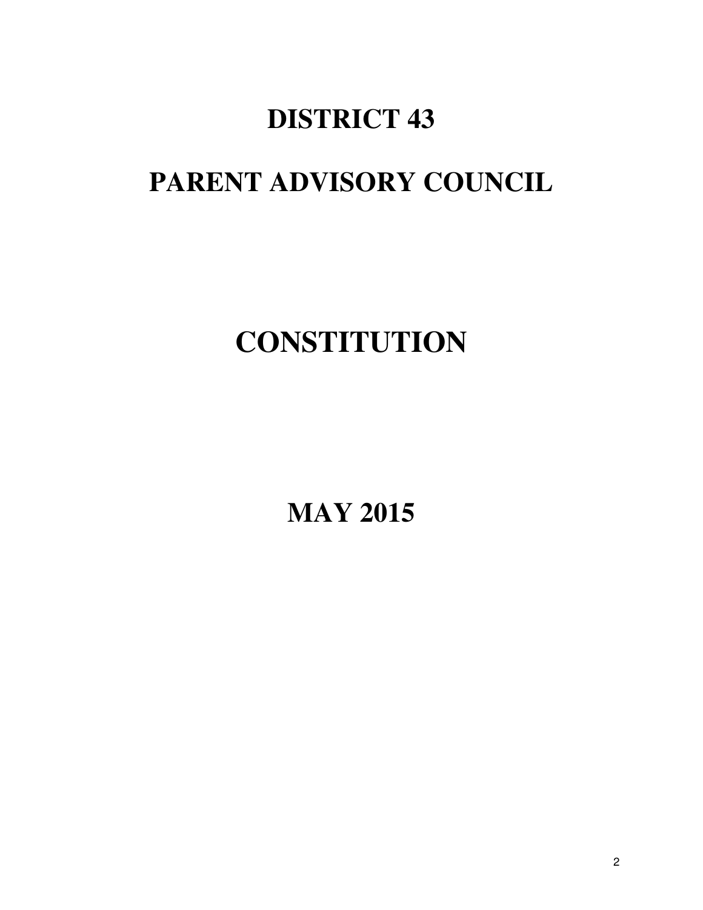# DISTRICT 43

# PARENT ADVISORY COUNCIL

# CONSTITUTION

# MAY 2015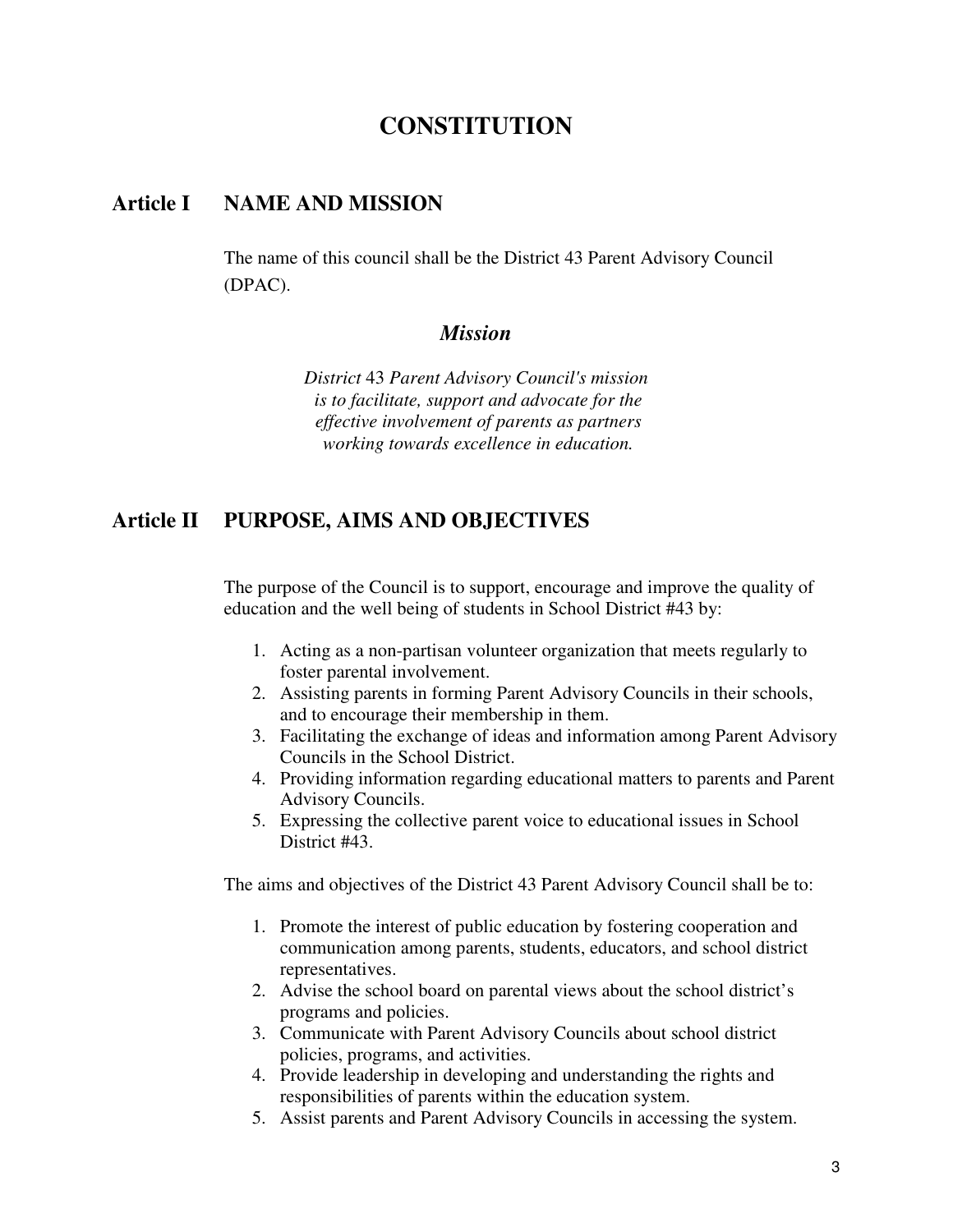# CONSTITUTION

## Article I NAME AND MISSION

The name of this council shall be the District 43 Parent Advisory Council (DPAC).

### *Mission*

*District* 43 *Parent Advisory Council's mission is to facilitate, support and advocate for the effective involvement of parents as partners working towards excellence in education.*

## Article II PURPOSE, AIMS AND OBJECTIVES

The purpose of the Council is to support, encourage and improve the quality of education and the well being of students in School District #43 by:

1. Acting as a non-partisan volunteer organization that meets regularly to foster parental involvement.
2. Assisting parents in forming Parent Advisory Councils in their schools, and to encourage their membership in them.
3. Facilitating the exchange of ideas and information among Parent Advisory Councils in the School District.
4. Providing information regarding educational matters to parents and Parent Advisory Councils.
5. Expressing the collective parent voice to educational issues in School District #43.

The aims and objectives of the District 43 Parent Advisory Council shall be to:

1. Promote the interest of public education by fostering cooperation and communication among parents, students, educators, and school district representatives.
2. Advise the school board on parental views about the school district's programs and policies.
3. Communicate with Parent Advisory Councils about school district policies, programs, and activities.
4. Provide leadership in developing and understanding the rights and responsibilities of parents within the education system.
5. Assist parents and Parent Advisory Councils in accessing the system.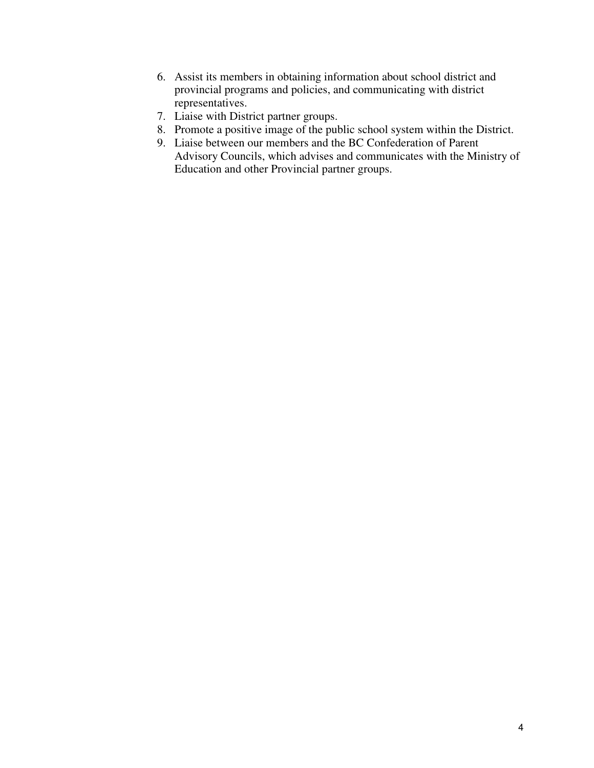6. Assist its members in obtaining information about school district and provincial programs and policies, and communicating with district representatives.
7. Liaise with District partner groups.
8. Promote a positive image of the public school system within the District.
9. Liaise between our members and the BC Confederation of Parent Advisory Councils, which advises and communicates with the Ministry of Education and other Provincial partner groups.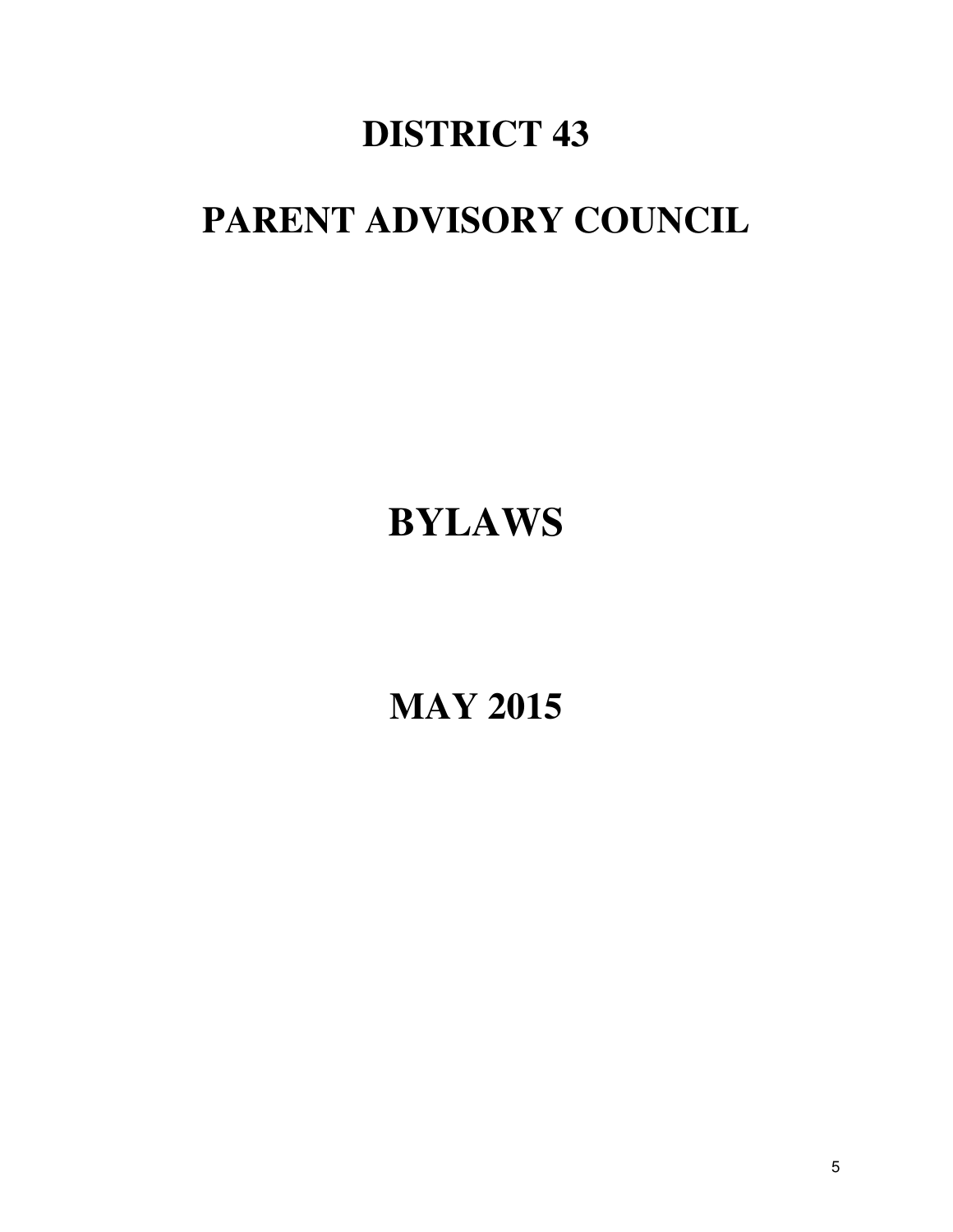# DISTRICT 43

# PARENT ADVISORY COUNCIL

# BYLAWS

# MAY 2015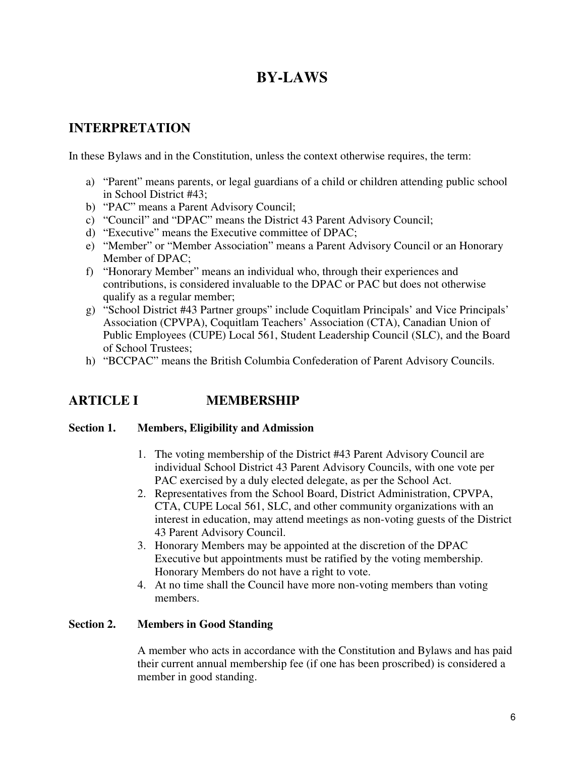# BY-LAWS

## INTERPRETATION

In these Bylaws and in the Constitution, unless the context otherwise requires, the term:

a) "Parent" means parents, or legal guardians of a child or children attending public school in School District #43;
b) "PAC" means a Parent Advisory Council;
c) "Council" and "DPAC" means the District 43 Parent Advisory Council;
d) "Executive" means the Executive committee of DPAC;
e) "Member" or "Member Association" means a Parent Advisory Council or an Honorary Member of DPAC;
f) "Honorary Member" means an individual who, through their experiences and contributions, is considered invaluable to the DPAC or PAC but does not otherwise qualify as a regular member;
g) "School District #43 Partner groups" include Coquitlam Principals' and Vice Principals' Association (CPVPA), Coquitlam Teachers' Association (CTA), Canadian Union of Public Employees (CUPE) Local 561, Student Leadership Council (SLC), and the Board of School Trustees;
h) "BCCPAC" means the British Columbia Confederation of Parent Advisory Councils.

## ARTICLE I MEMBERSHIP

### Section 1. Members, Eligibility and Admission

1. The voting membership of the District #43 Parent Advisory Council are individual School District 43 Parent Advisory Councils, with one vote per PAC exercised by a duly elected delegate, as per the School Act.
2. Representatives from the School Board, District Administration, CPVPA, CTA, CUPE Local 561, SLC, and other community organizations with an interest in education, may attend meetings as non-voting guests of the District 43 Parent Advisory Council.
3. Honorary Members may be appointed at the discretion of the DPAC Executive but appointments must be ratified by the voting membership. Honorary Members do not have a right to vote.
4. At no time shall the Council have more non-voting members than voting members.

### Section 2. Members in Good Standing

A member who acts in accordance with the Constitution and Bylaws and has paid their current annual membership fee (if one has been proscribed) is considered a member in good standing.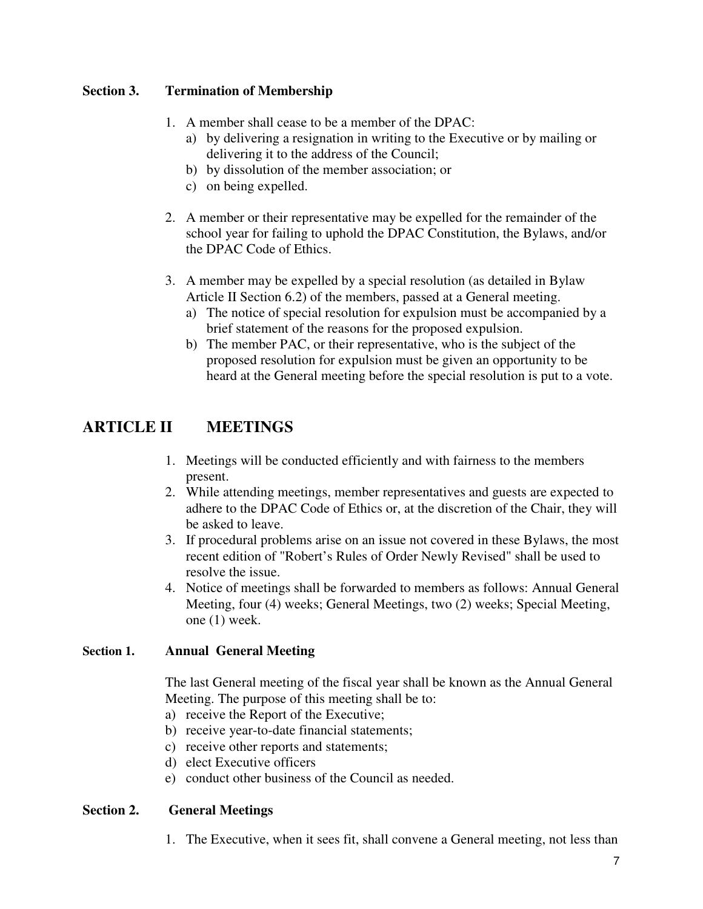### Section 3. Termination of Membership

1. A member shall cease to be a member of the DPAC:
   a) by delivering a resignation in writing to the Executive or by mailing or delivering it to the address of the Council;
   b) by dissolution of the member association; or
   c) on being expelled.

2. A member or their representative may be expelled for the remainder of the school year for failing to uphold the DPAC Constitution, the Bylaws, and/or the DPAC Code of Ethics.

3. A member may be expelled by a special resolution (as detailed in Bylaw Article II Section 6.2) of the members, passed at a General meeting.
   a) The notice of special resolution for expulsion must be accompanied by a brief statement of the reasons for the proposed expulsion.
   b) The member PAC, or their representative, who is the subject of the proposed resolution for expulsion must be given an opportunity to be heard at the General meeting before the special resolution is put to a vote.

## ARTICLE II MEETINGS

1. Meetings will be conducted efficiently and with fairness to the members present.
2. While attending meetings, member representatives and guests are expected to adhere to the DPAC Code of Ethics or, at the discretion of the Chair, they will be asked to leave.
3. If procedural problems arise on an issue not covered in these Bylaws, the most recent edition of "Robert's Rules of Order Newly Revised" shall be used to resolve the issue.
4. Notice of meetings shall be forwarded to members as follows: Annual General Meeting, four (4) weeks; General Meetings, two (2) weeks; Special Meeting, one (1) week.

### Section 1. Annual General Meeting

The last General meeting of the fiscal year shall be known as the Annual General Meeting. The purpose of this meeting shall be to:

a) receive the Report of the Executive;
b) receive year-to-date financial statements;
c) receive other reports and statements;
d) elect Executive officers
e) conduct other business of the Council as needed.

### Section 2. General Meetings

1. The Executive, when it sees fit, shall convene a General meeting, not less than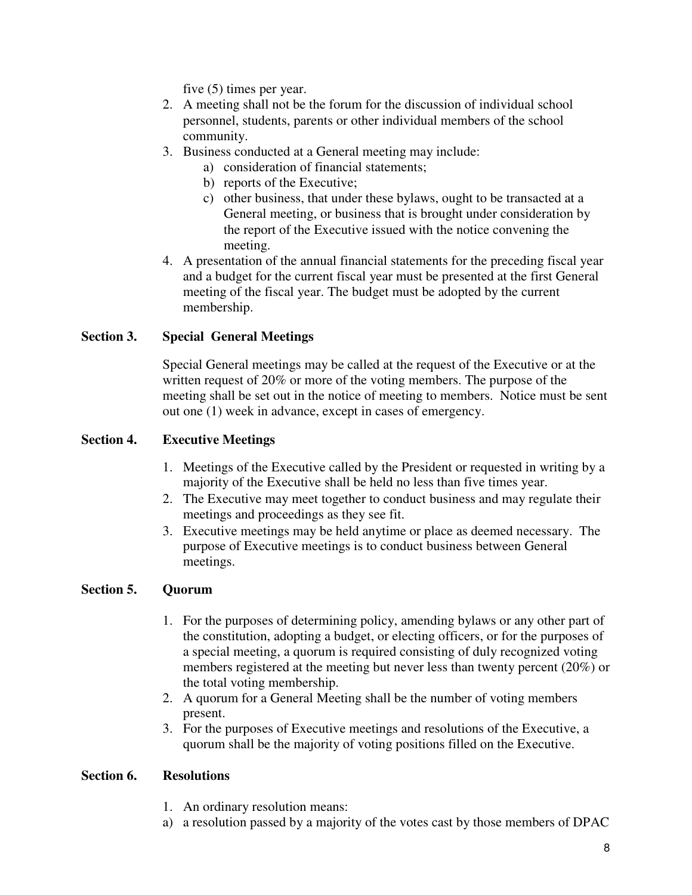five (5) times per year.

2. A meeting shall not be the forum for the discussion of individual school personnel, students, parents or other individual members of the school community.
3. Business conducted at a General meeting may include:
   a) consideration of financial statements;
   b) reports of the Executive;
   c) other business, that under these bylaws, ought to be transacted at a General meeting, or business that is brought under consideration by the report of the Executive issued with the notice convening the meeting.
4. A presentation of the annual financial statements for the preceding fiscal year and a budget for the current fiscal year must be presented at the first General meeting of the fiscal year. The budget must be adopted by the current membership.

**Section 3. Special General Meetings**

Special General meetings may be called at the request of the Executive or at the written request of 20% or more of the voting members. The purpose of the meeting shall be set out in the notice of meeting to members. Notice must be sent out one (1) week in advance, except in cases of emergency.

**Section 4. Executive Meetings**

1. Meetings of the Executive called by the President or requested in writing by a majority of the Executive shall be held no less than five times year.
2. The Executive may meet together to conduct business and may regulate their meetings and proceedings as they see fit.
3. Executive meetings may be held anytime or place as deemed necessary. The purpose of Executive meetings is to conduct business between General meetings.

**Section 5. Quorum**

1. For the purposes of determining policy, amending bylaws or any other part of the constitution, adopting a budget, or electing officers, or for the purposes of a special meeting, a quorum is required consisting of duly recognized voting members registered at the meeting but never less than twenty percent (20%) or the total voting membership.
2. A quorum for a General Meeting shall be the number of voting members present.
3. For the purposes of Executive meetings and resolutions of the Executive, a quorum shall be the majority of voting positions filled on the Executive.

**Section 6. Resolutions**

1. An ordinary resolution means:

a) a resolution passed by a majority of the votes cast by those members of DPAC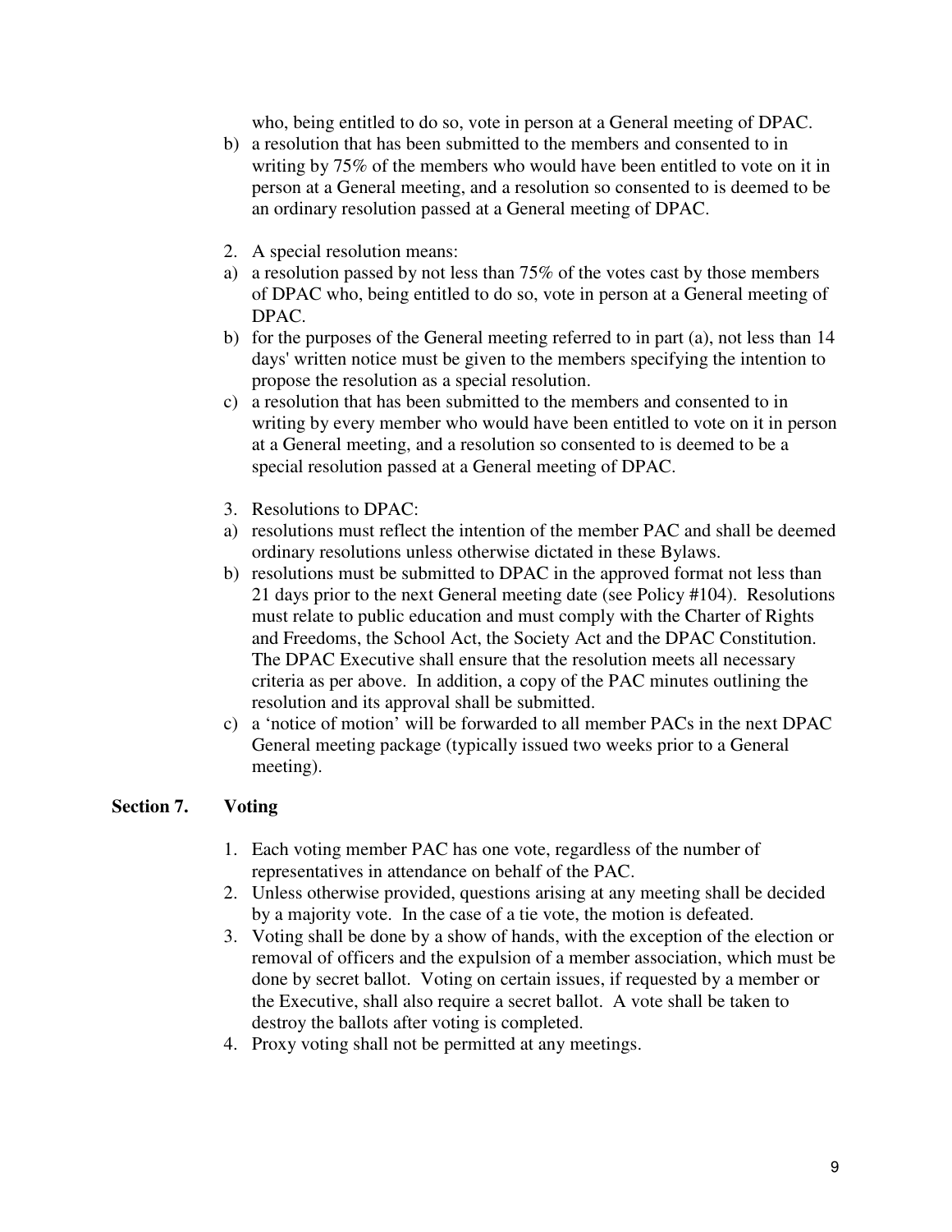who, being entitled to do so, vote in person at a General meeting of DPAC.

b) a resolution that has been submitted to the members and consented to in writing by 75% of the members who would have been entitled to vote on it in person at a General meeting, and a resolution so consented to is deemed to be an ordinary resolution passed at a General meeting of DPAC.

2. A special resolution means:

a) a resolution passed by not less than 75% of the votes cast by those members of DPAC who, being entitled to do so, vote in person at a General meeting of DPAC.
b) for the purposes of the General meeting referred to in part (a), not less than 14 days' written notice must be given to the members specifying the intention to propose the resolution as a special resolution.
c) a resolution that has been submitted to the members and consented to in writing by every member who would have been entitled to vote on it in person at a General meeting, and a resolution so consented to is deemed to be a special resolution passed at a General meeting of DPAC.

3. Resolutions to DPAC:

a) resolutions must reflect the intention of the member PAC and shall be deemed ordinary resolutions unless otherwise dictated in these Bylaws.
b) resolutions must be submitted to DPAC in the approved format not less than 21 days prior to the next General meeting date (see Policy #104). Resolutions must relate to public education and must comply with the Charter of Rights and Freedoms, the School Act, the Society Act and the DPAC Constitution. The DPAC Executive shall ensure that the resolution meets all necessary criteria as per above. In addition, a copy of the PAC minutes outlining the resolution and its approval shall be submitted.
c) a 'notice of motion' will be forwarded to all member PACs in the next DPAC General meeting package (typically issued two weeks prior to a General meeting).

## Section 7. Voting

1. Each voting member PAC has one vote, regardless of the number of representatives in attendance on behalf of the PAC.
2. Unless otherwise provided, questions arising at any meeting shall be decided by a majority vote. In the case of a tie vote, the motion is defeated.
3. Voting shall be done by a show of hands, with the exception of the election or removal of officers and the expulsion of a member association, which must be done by secret ballot. Voting on certain issues, if requested by a member or the Executive, shall also require a secret ballot. A vote shall be taken to destroy the ballots after voting is completed.
4. Proxy voting shall not be permitted at any meetings.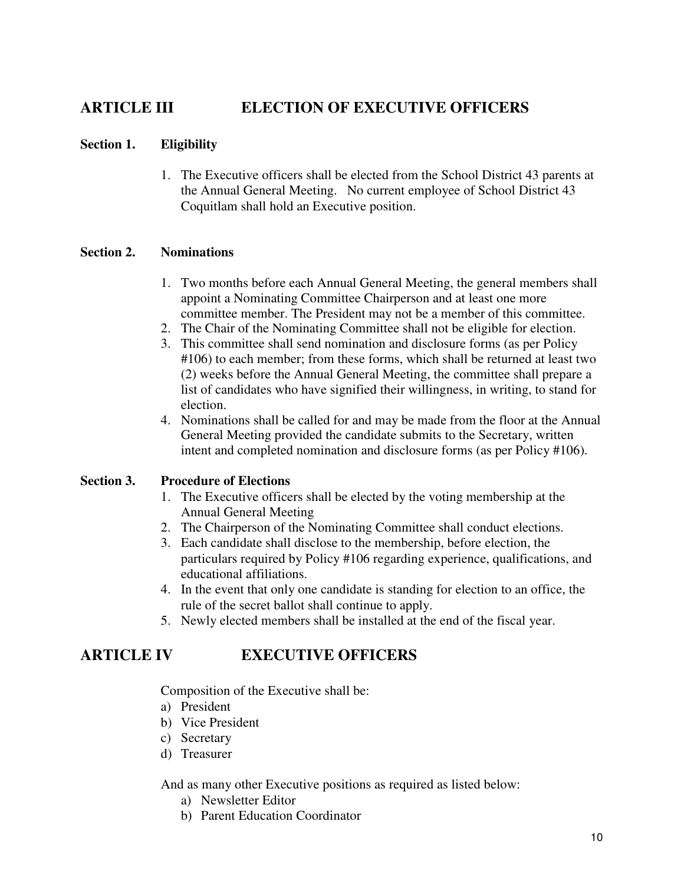## ARTICLE III ELECTION OF EXECUTIVE OFFICERS

### Section 1. Eligibility

1. The Executive officers shall be elected from the School District 43 parents at the Annual General Meeting. No current employee of School District 43 Coquitlam shall hold an Executive position.

### Section 2. Nominations

1. Two months before each Annual General Meeting, the general members shall appoint a Nominating Committee Chairperson and at least one more committee member. The President may not be a member of this committee.
2. The Chair of the Nominating Committee shall not be eligible for election.
3. This committee shall send nomination and disclosure forms (as per Policy #106) to each member; from these forms, which shall be returned at least two (2) weeks before the Annual General Meeting, the committee shall prepare a list of candidates who have signified their willingness, in writing, to stand for election.
4. Nominations shall be called for and may be made from the floor at the Annual General Meeting provided the candidate submits to the Secretary, written intent and completed nomination and disclosure forms (as per Policy #106).

### Section 3. Procedure of Elections

1. The Executive officers shall be elected by the voting membership at the Annual General Meeting
2. The Chairperson of the Nominating Committee shall conduct elections.
3. Each candidate shall disclose to the membership, before election, the particulars required by Policy #106 regarding experience, qualifications, and educational affiliations.
4. In the event that only one candidate is standing for election to an office, the rule of the secret ballot shall continue to apply.
5. Newly elected members shall be installed at the end of the fiscal year.

## ARTICLE IV EXECUTIVE OFFICERS

Composition of the Executive shall be:

a) President
b) Vice President
c) Secretary
d) Treasurer

And as many other Executive positions as required as listed below:

a) Newsletter Editor
b) Parent Education Coordinator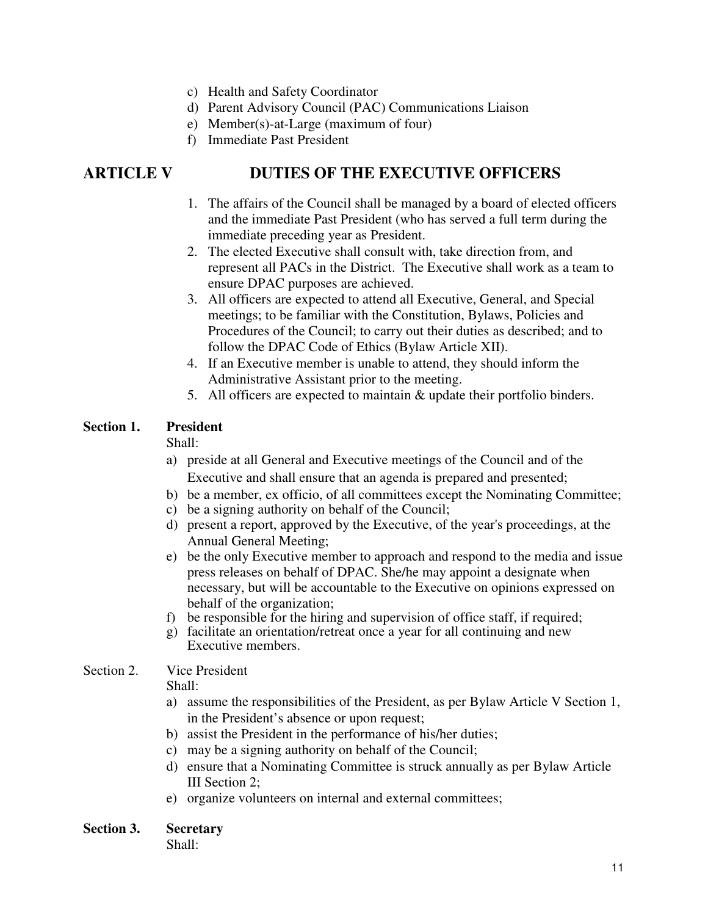c) Health and Safety Coordinator
d) Parent Advisory Council (PAC) Communications Liaison
e) Member(s)-at-Large (maximum of four)
f) Immediate Past President

## ARTICLE V DUTIES OF THE EXECUTIVE OFFICERS

1. The affairs of the Council shall be managed by a board of elected officers and the immediate Past President (who has served a full term during the immediate preceding year as President.
2. The elected Executive shall consult with, take direction from, and represent all PACs in the District. The Executive shall work as a team to ensure DPAC purposes are achieved.
3. All officers are expected to attend all Executive, General, and Special meetings; to be familiar with the Constitution, Bylaws, Policies and Procedures of the Council; to carry out their duties as described; and to follow the DPAC Code of Ethics (Bylaw Article XII).
4. If an Executive member is unable to attend, they should inform the Administrative Assistant prior to the meeting.
5. All officers are expected to maintain & update their portfolio binders.

**Section 1. President**

Shall:

a) preside at all General and Executive meetings of the Council and of the Executive and shall ensure that an agenda is prepared and presented;
b) be a member, ex officio, of all committees except the Nominating Committee;
c) be a signing authority on behalf of the Council;
d) present a report, approved by the Executive, of the year's proceedings, at the Annual General Meeting;
e) be the only Executive member to approach and respond to the media and issue press releases on behalf of DPAC. She/he may appoint a designate when necessary, but will be accountable to the Executive on opinions expressed on behalf of the organization;
f) be responsible for the hiring and supervision of office staff, if required;
g) facilitate an orientation/retreat once a year for all continuing and new Executive members.

Section 2. Vice President

Shall:

a) assume the responsibilities of the President, as per Bylaw Article V Section 1, in the President's absence or upon request;
b) assist the President in the performance of his/her duties;
c) may be a signing authority on behalf of the Council;
d) ensure that a Nominating Committee is struck annually as per Bylaw Article III Section 2;
e) organize volunteers on internal and external committees;

**Section 3. Secretary**

Shall: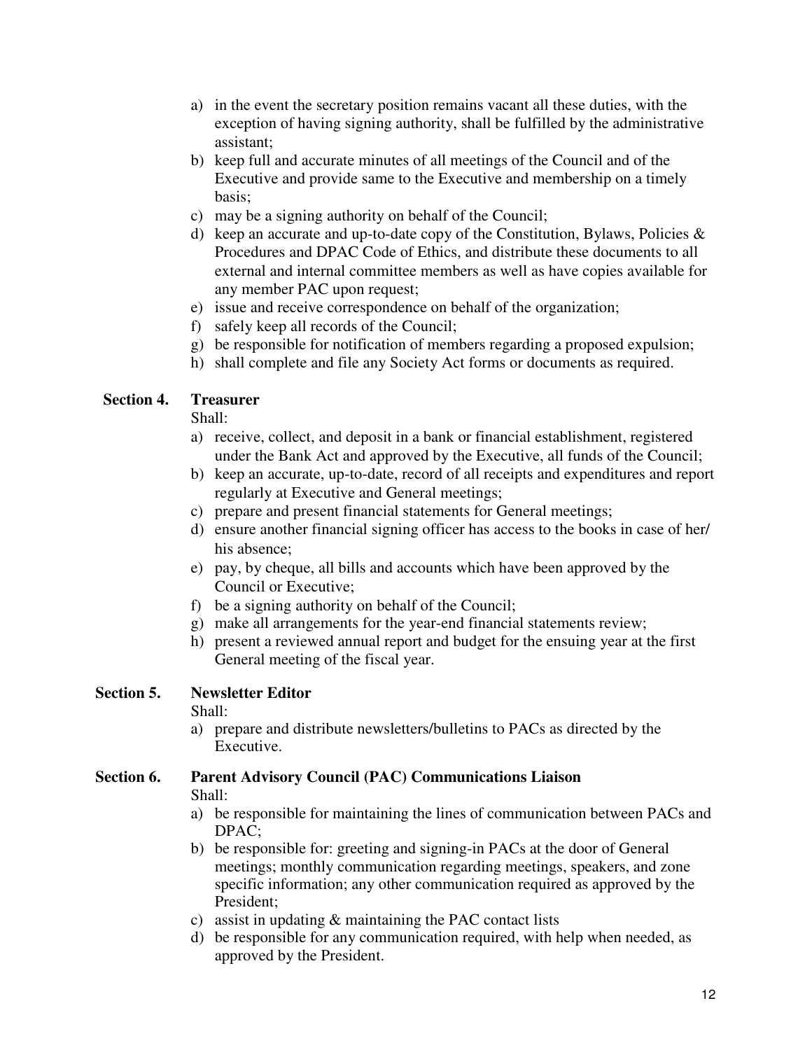a) in the event the secretary position remains vacant all these duties, with the exception of having signing authority, shall be fulfilled by the administrative assistant;
b) keep full and accurate minutes of all meetings of the Council and of the Executive and provide same to the Executive and membership on a timely basis;
c) may be a signing authority on behalf of the Council;
d) keep an accurate and up-to-date copy of the Constitution, Bylaws, Policies & Procedures and DPAC Code of Ethics, and distribute these documents to all external and internal committee members as well as have copies available for any member PAC upon request;
e) issue and receive correspondence on behalf of the organization;
f) safely keep all records of the Council;
g) be responsible for notification of members regarding a proposed expulsion;
h) shall complete and file any Society Act forms or documents as required.

**Section 4. Treasurer**

Shall:

a) receive, collect, and deposit in a bank or financial establishment, registered under the Bank Act and approved by the Executive, all funds of the Council;
b) keep an accurate, up-to-date, record of all receipts and expenditures and report regularly at Executive and General meetings;
c) prepare and present financial statements for General meetings;
d) ensure another financial signing officer has access to the books in case of her/ his absence;
e) pay, by cheque, all bills and accounts which have been approved by the Council or Executive;
f) be a signing authority on behalf of the Council;
g) make all arrangements for the year-end financial statements review;
h) present a reviewed annual report and budget for the ensuing year at the first General meeting of the fiscal year.

**Section 5. Newsletter Editor**

Shall:

a) prepare and distribute newsletters/bulletins to PACs as directed by the Executive.

**Section 6. Parent Advisory Council (PAC) Communications Liaison**

Shall:

a) be responsible for maintaining the lines of communication between PACs and DPAC;
b) be responsible for: greeting and signing-in PACs at the door of General meetings; monthly communication regarding meetings, speakers, and zone specific information; any other communication required as approved by the President;
c) assist in updating & maintaining the PAC contact lists
d) be responsible for any communication required, with help when needed, as approved by the President.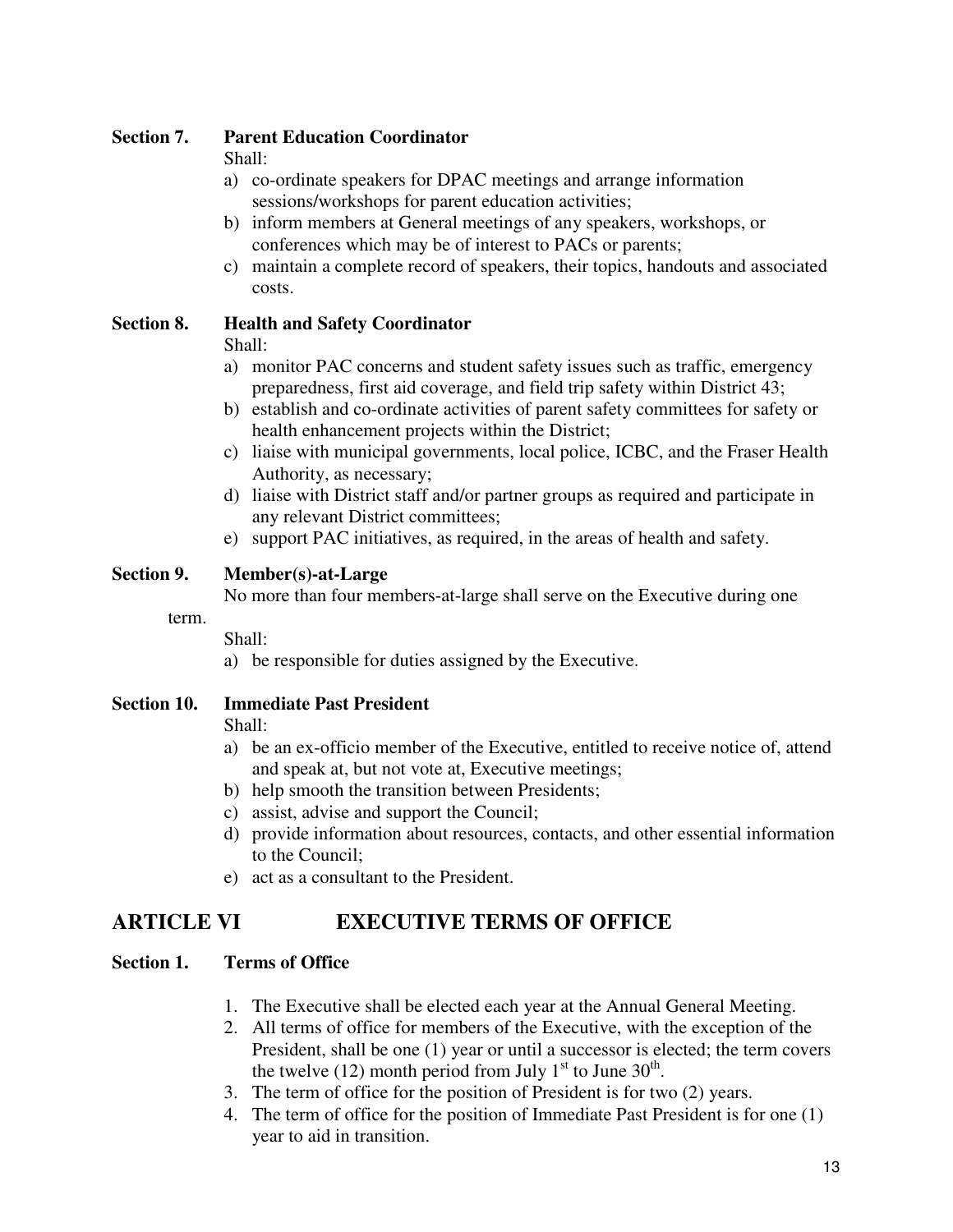### Section 7. Parent Education Coordinator

Shall:

a) co-ordinate speakers for DPAC meetings and arrange information sessions/workshops for parent education activities;
b) inform members at General meetings of any speakers, workshops, or conferences which may be of interest to PACs or parents;
c) maintain a complete record of speakers, their topics, handouts and associated costs.

### Section 8. Health and Safety Coordinator

Shall:

a) monitor PAC concerns and student safety issues such as traffic, emergency preparedness, first aid coverage, and field trip safety within District 43;
b) establish and co-ordinate activities of parent safety committees for safety or health enhancement projects within the District;
c) liaise with municipal governments, local police, ICBC, and the Fraser Health Authority, as necessary;
d) liaise with District staff and/or partner groups as required and participate in any relevant District committees;
e) support PAC initiatives, as required, in the areas of health and safety.

### Section 9. Member(s)-at-Large

No more than four members-at-large shall serve on the Executive during one term.

Shall:

a) be responsible for duties assigned by the Executive.

### Section 10. Immediate Past President

Shall:

a) be an ex-officio member of the Executive, entitled to receive notice of, attend and speak at, but not vote at, Executive meetings;
b) help smooth the transition between Presidents;
c) assist, advise and support the Council;
d) provide information about resources, contacts, and other essential information to the Council;
e) act as a consultant to the President.

## ARTICLE VI EXECUTIVE TERMS OF OFFICE

### Section 1. Terms of Office

1. The Executive shall be elected each year at the Annual General Meeting.
2. All terms of office for members of the Executive, with the exception of the President, shall be one (1) year or until a successor is elected; the term covers the twelve (12) month period from July 1st to June 30th.
3. The term of office for the position of President is for two (2) years.
4. The term of office for the position of Immediate Past President is for one (1) year to aid in transition.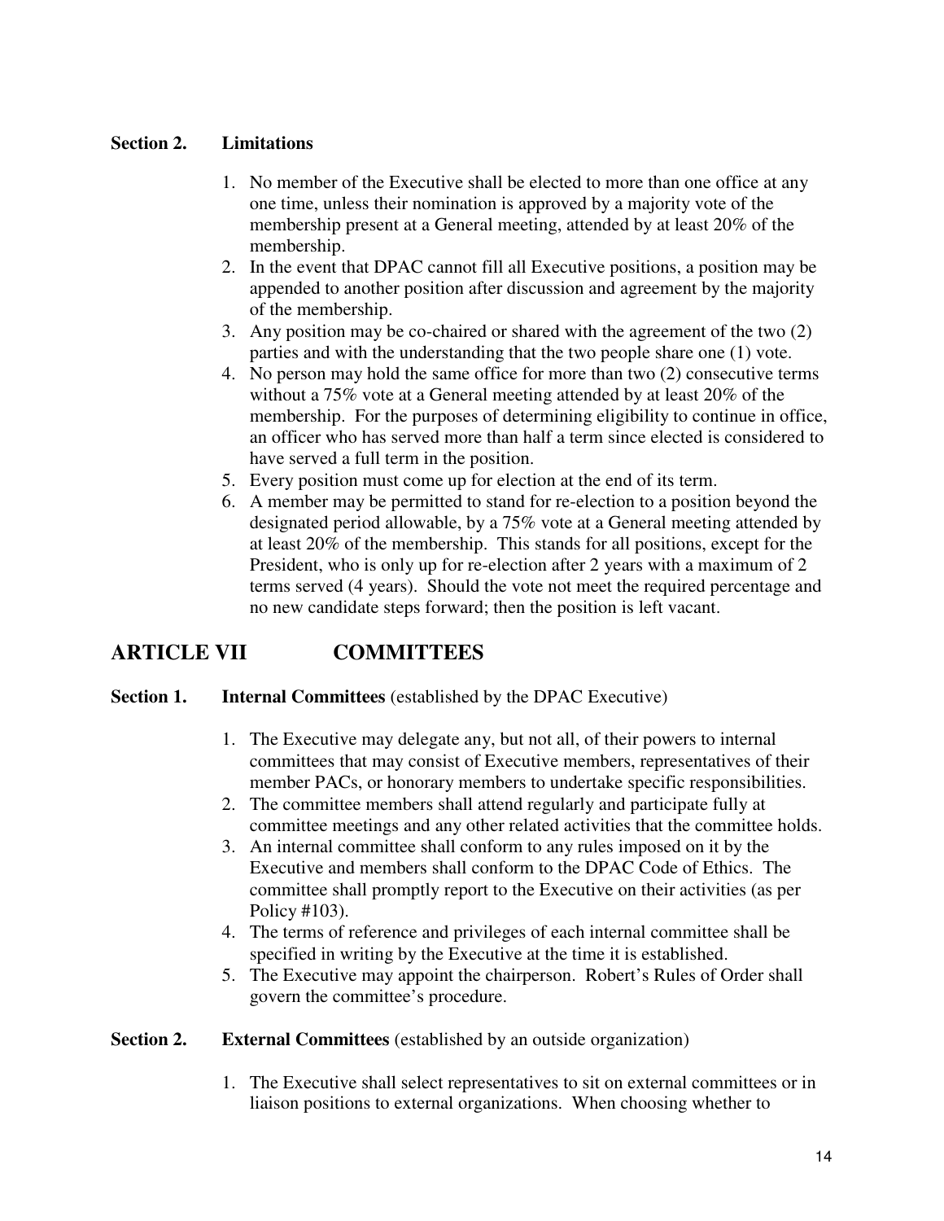### Section 2. Limitations

1. No member of the Executive shall be elected to more than one office at any one time, unless their nomination is approved by a majority vote of the membership present at a General meeting, attended by at least 20% of the membership.
2. In the event that DPAC cannot fill all Executive positions, a position may be appended to another position after discussion and agreement by the majority of the membership.
3. Any position may be co-chaired or shared with the agreement of the two (2) parties and with the understanding that the two people share one (1) vote.
4. No person may hold the same office for more than two (2) consecutive terms without a 75% vote at a General meeting attended by at least 20% of the membership. For the purposes of determining eligibility to continue in office, an officer who has served more than half a term since elected is considered to have served a full term in the position.
5. Every position must come up for election at the end of its term.
6. A member may be permitted to stand for re-election to a position beyond the designated period allowable, by a 75% vote at a General meeting attended by at least 20% of the membership. This stands for all positions, except for the President, who is only up for re-election after 2 years with a maximum of 2 terms served (4 years). Should the vote not meet the required percentage and no new candidate steps forward; then the position is left vacant.

## ARTICLE VII COMMITTEES

### Section 1. Internal Committees (established by the DPAC Executive)

1. The Executive may delegate any, but not all, of their powers to internal committees that may consist of Executive members, representatives of their member PACs, or honorary members to undertake specific responsibilities.
2. The committee members shall attend regularly and participate fully at committee meetings and any other related activities that the committee holds.
3. An internal committee shall conform to any rules imposed on it by the Executive and members shall conform to the DPAC Code of Ethics. The committee shall promptly report to the Executive on their activities (as per Policy #103).
4. The terms of reference and privileges of each internal committee shall be specified in writing by the Executive at the time it is established.
5. The Executive may appoint the chairperson. Robert's Rules of Order shall govern the committee's procedure.

### Section 2. External Committees (established by an outside organization)

1. The Executive shall select representatives to sit on external committees or in liaison positions to external organizations. When choosing whether to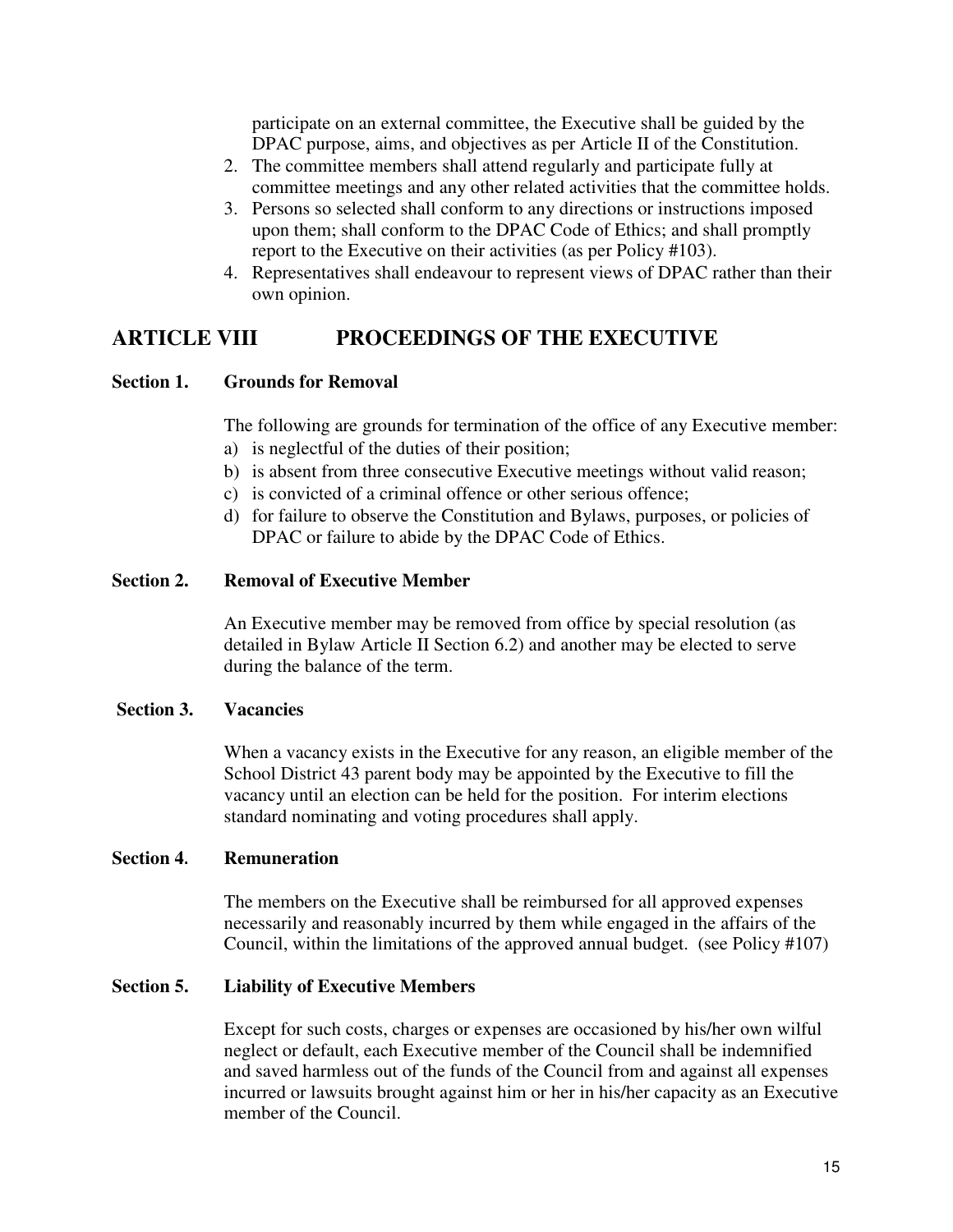participate on an external committee, the Executive shall be guided by the DPAC purpose, aims, and objectives as per Article II of the Constitution.

2. The committee members shall attend regularly and participate fully at committee meetings and any other related activities that the committee holds.
3. Persons so selected shall conform to any directions or instructions imposed upon them; shall conform to the DPAC Code of Ethics; and shall promptly report to the Executive on their activities (as per Policy #103).
4. Representatives shall endeavour to represent views of DPAC rather than their own opinion.

## ARTICLE VIII PROCEEDINGS OF THE EXECUTIVE

**Section 1. Grounds for Removal**

The following are grounds for termination of the office of any Executive member:

a) is neglectful of the duties of their position;
b) is absent from three consecutive Executive meetings without valid reason;
c) is convicted of a criminal offence or other serious offence;
d) for failure to observe the Constitution and Bylaws, purposes, or policies of DPAC or failure to abide by the DPAC Code of Ethics.

**Section 2. Removal of Executive Member**

An Executive member may be removed from office by special resolution (as detailed in Bylaw Article II Section 6.2) and another may be elected to serve during the balance of the term.

**Section 3. Vacancies**

When a vacancy exists in the Executive for any reason, an eligible member of the School District 43 parent body may be appointed by the Executive to fill the vacancy until an election can be held for the position. For interim elections standard nominating and voting procedures shall apply.

**Section 4. Remuneration**

The members on the Executive shall be reimbursed for all approved expenses necessarily and reasonably incurred by them while engaged in the affairs of the Council, within the limitations of the approved annual budget. (see Policy #107)

**Section 5. Liability of Executive Members**

Except for such costs, charges or expenses are occasioned by his/her own wilful neglect or default, each Executive member of the Council shall be indemnified and saved harmless out of the funds of the Council from and against all expenses incurred or lawsuits brought against him or her in his/her capacity as an Executive member of the Council.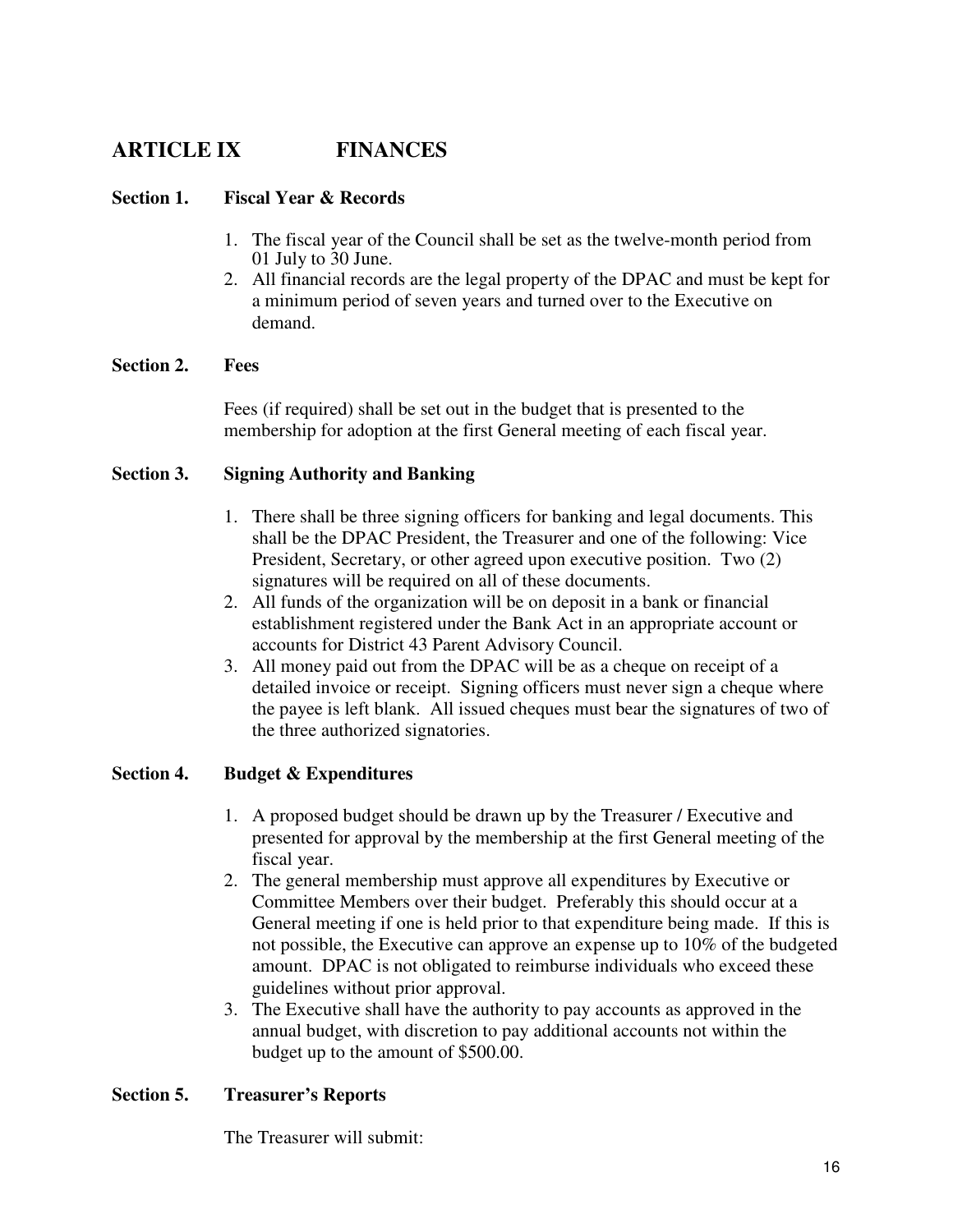## ARTICLE IX FINANCES

### Section 1. Fiscal Year & Records

1. The fiscal year of the Council shall be set as the twelve-month period from 01 July to 30 June.
2. All financial records are the legal property of the DPAC and must be kept for a minimum period of seven years and turned over to the Executive on demand.

### Section 2. Fees

Fees (if required) shall be set out in the budget that is presented to the membership for adoption at the first General meeting of each fiscal year.

### Section 3. Signing Authority and Banking

1. There shall be three signing officers for banking and legal documents. This shall be the DPAC President, the Treasurer and one of the following: Vice President, Secretary, or other agreed upon executive position. Two (2) signatures will be required on all of these documents.
2. All funds of the organization will be on deposit in a bank or financial establishment registered under the Bank Act in an appropriate account or accounts for District 43 Parent Advisory Council.
3. All money paid out from the DPAC will be as a cheque on receipt of a detailed invoice or receipt. Signing officers must never sign a cheque where the payee is left blank. All issued cheques must bear the signatures of two of the three authorized signatories.

### Section 4. Budget & Expenditures

1. A proposed budget should be drawn up by the Treasurer / Executive and presented for approval by the membership at the first General meeting of the fiscal year.
2. The general membership must approve all expenditures by Executive or Committee Members over their budget. Preferably this should occur at a General meeting if one is held prior to that expenditure being made. If this is not possible, the Executive can approve an expense up to 10% of the budgeted amount. DPAC is not obligated to reimburse individuals who exceed these guidelines without prior approval.
3. The Executive shall have the authority to pay accounts as approved in the annual budget, with discretion to pay additional accounts not within the budget up to the amount of $500.00.

### Section 5. Treasurer's Reports

The Treasurer will submit: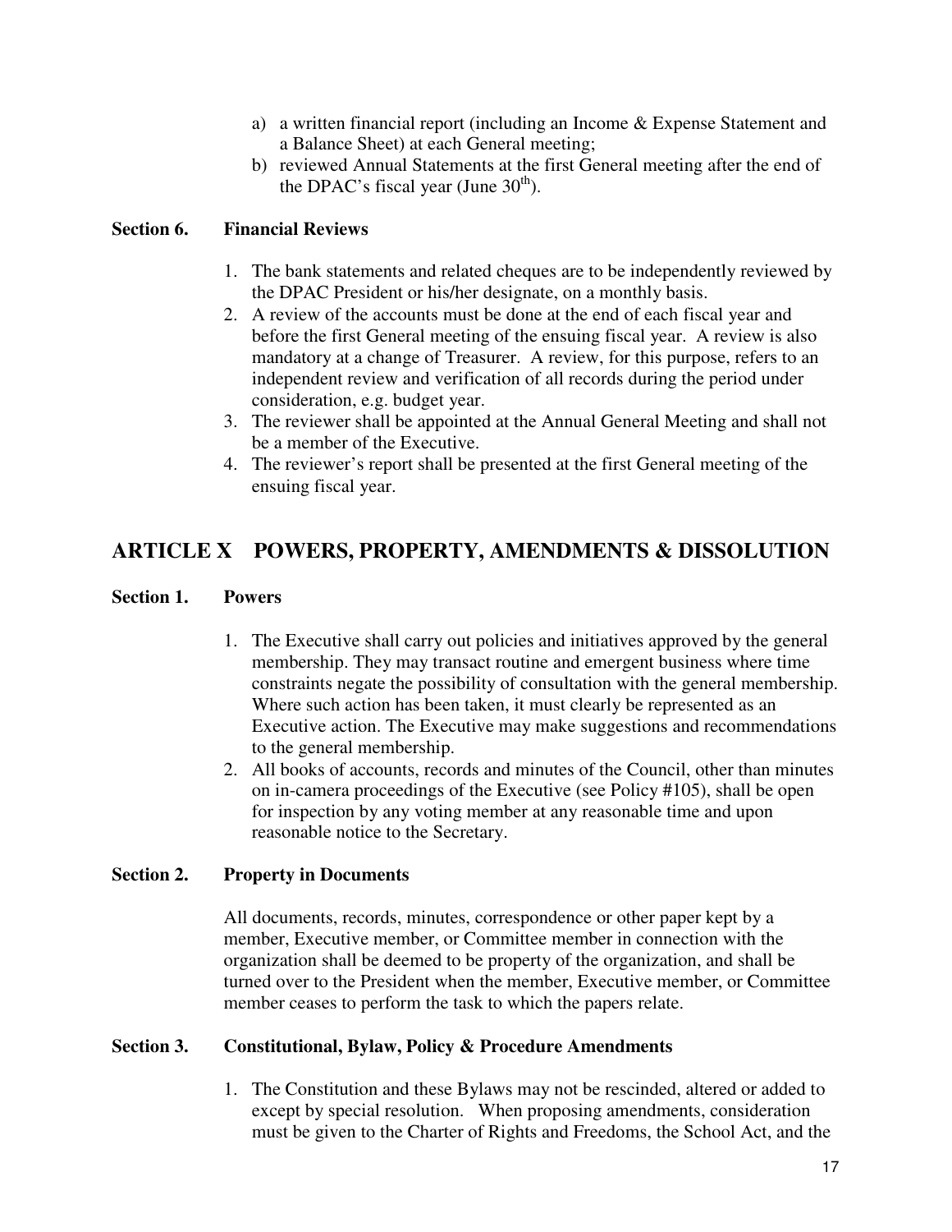a) a written financial report (including an Income & Expense Statement and a Balance Sheet) at each General meeting;
b) reviewed Annual Statements at the first General meeting after the end of the DPAC's fiscal year (June 30th).

### Section 6. Financial Reviews

1. The bank statements and related cheques are to be independently reviewed by the DPAC President or his/her designate, on a monthly basis.
2. A review of the accounts must be done at the end of each fiscal year and before the first General meeting of the ensuing fiscal year. A review is also mandatory at a change of Treasurer. A review, for this purpose, refers to an independent review and verification of all records during the period under consideration, e.g. budget year.
3. The reviewer shall be appointed at the Annual General Meeting and shall not be a member of the Executive.
4. The reviewer's report shall be presented at the first General meeting of the ensuing fiscal year.

## ARTICLE X POWERS, PROPERTY, AMENDMENTS & DISSOLUTION

### Section 1. Powers

1. The Executive shall carry out policies and initiatives approved by the general membership. They may transact routine and emergent business where time constraints negate the possibility of consultation with the general membership. Where such action has been taken, it must clearly be represented as an Executive action. The Executive may make suggestions and recommendations to the general membership.
2. All books of accounts, records and minutes of the Council, other than minutes on in-camera proceedings of the Executive (see Policy #105), shall be open for inspection by any voting member at any reasonable time and upon reasonable notice to the Secretary.

### Section 2. Property in Documents

All documents, records, minutes, correspondence or other paper kept by a member, Executive member, or Committee member in connection with the organization shall be deemed to be property of the organization, and shall be turned over to the President when the member, Executive member, or Committee member ceases to perform the task to which the papers relate.

### Section 3. Constitutional, Bylaw, Policy & Procedure Amendments

1. The Constitution and these Bylaws may not be rescinded, altered or added to except by special resolution. When proposing amendments, consideration must be given to the Charter of Rights and Freedoms, the School Act, and the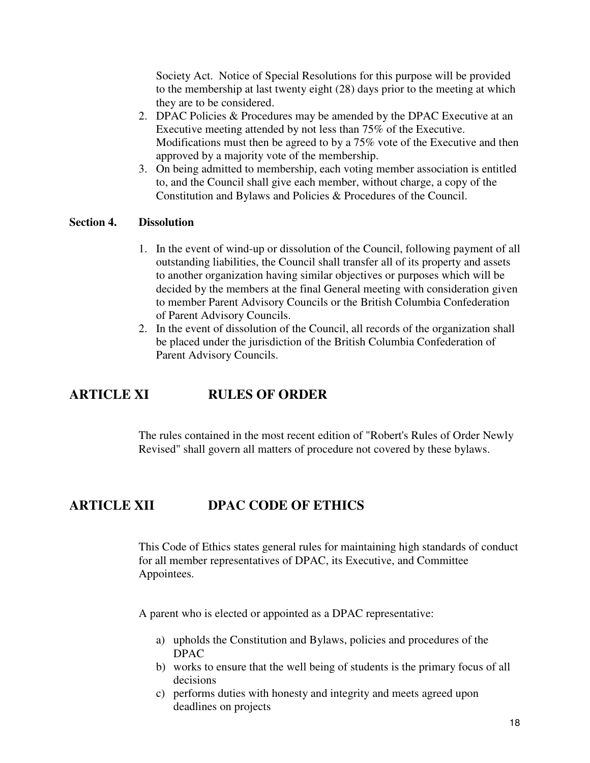Society Act. Notice of Special Resolutions for this purpose will be provided to the membership at last twenty eight (28) days prior to the meeting at which they are to be considered.

2. DPAC Policies & Procedures may be amended by the DPAC Executive at an Executive meeting attended by not less than 75% of the Executive. Modifications must then be agreed to by a 75% vote of the Executive and then approved by a majority vote of the membership.
3. On being admitted to membership, each voting member association is entitled to, and the Council shall give each member, without charge, a copy of the Constitution and Bylaws and Policies & Procedures of the Council.

**Section 4. Dissolution**

1. In the event of wind-up or dissolution of the Council, following payment of all outstanding liabilities, the Council shall transfer all of its property and assets to another organization having similar objectives or purposes which will be decided by the members at the final General meeting with consideration given to member Parent Advisory Councils or the British Columbia Confederation of Parent Advisory Councils.
2. In the event of dissolution of the Council, all records of the organization shall be placed under the jurisdiction of the British Columbia Confederation of Parent Advisory Councils.

## ARTICLE XI RULES OF ORDER

The rules contained in the most recent edition of "Robert's Rules of Order Newly Revised" shall govern all matters of procedure not covered by these bylaws.

## ARTICLE XII DPAC CODE OF ETHICS

This Code of Ethics states general rules for maintaining high standards of conduct for all member representatives of DPAC, its Executive, and Committee Appointees.

A parent who is elected or appointed as a DPAC representative:

a) upholds the Constitution and Bylaws, policies and procedures of the DPAC
b) works to ensure that the well being of students is the primary focus of all decisions
c) performs duties with honesty and integrity and meets agreed upon deadlines on projects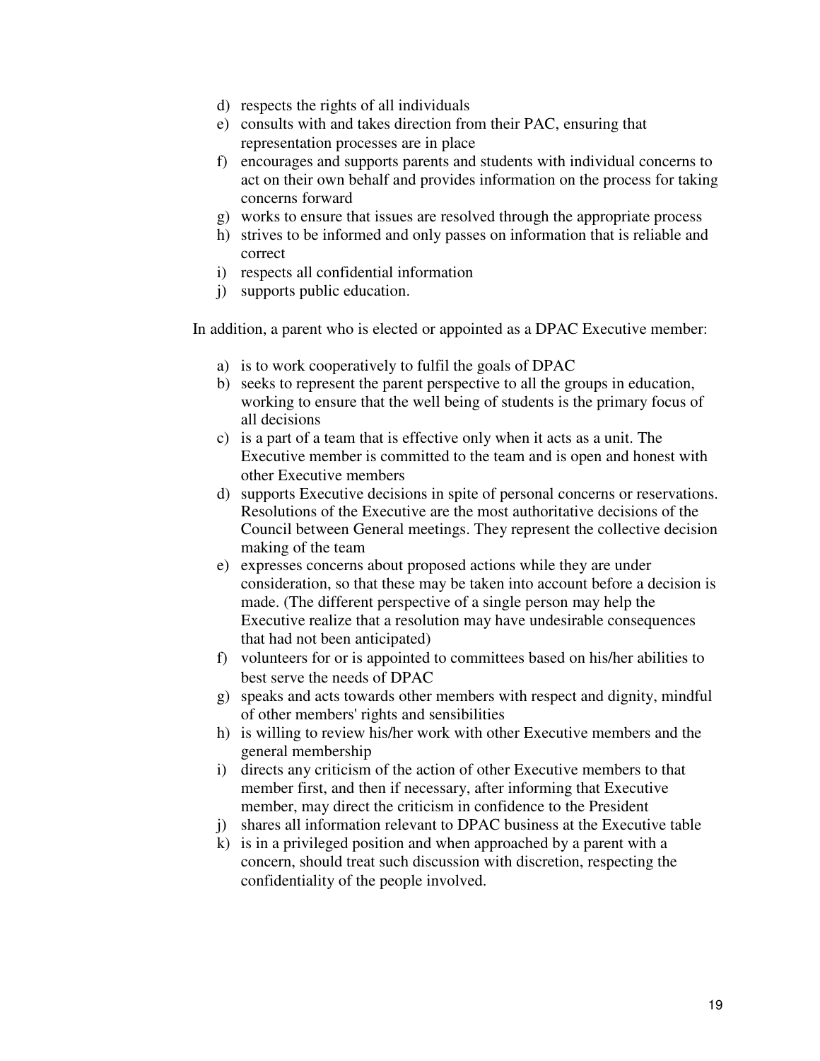d) respects the rights of all individuals
e) consults with and takes direction from their PAC, ensuring that representation processes are in place
f) encourages and supports parents and students with individual concerns to act on their own behalf and provides information on the process for taking concerns forward
g) works to ensure that issues are resolved through the appropriate process
h) strives to be informed and only passes on information that is reliable and correct
i) respects all confidential information
j) supports public education.

In addition, a parent who is elected or appointed as a DPAC Executive member:

a) is to work cooperatively to fulfil the goals of DPAC
b) seeks to represent the parent perspective to all the groups in education, working to ensure that the well being of students is the primary focus of all decisions
c) is a part of a team that is effective only when it acts as a unit. The Executive member is committed to the team and is open and honest with other Executive members
d) supports Executive decisions in spite of personal concerns or reservations. Resolutions of the Executive are the most authoritative decisions of the Council between General meetings. They represent the collective decision making of the team
e) expresses concerns about proposed actions while they are under consideration, so that these may be taken into account before a decision is made. (The different perspective of a single person may help the Executive realize that a resolution may have undesirable consequences that had not been anticipated)
f) volunteers for or is appointed to committees based on his/her abilities to best serve the needs of DPAC
g) speaks and acts towards other members with respect and dignity, mindful of other members' rights and sensibilities
h) is willing to review his/her work with other Executive members and the general membership
i) directs any criticism of the action of other Executive members to that member first, and then if necessary, after informing that Executive member, may direct the criticism in confidence to the President
j) shares all information relevant to DPAC business at the Executive table
k) is in a privileged position and when approached by a parent with a concern, should treat such discussion with discretion, respecting the confidentiality of the people involved.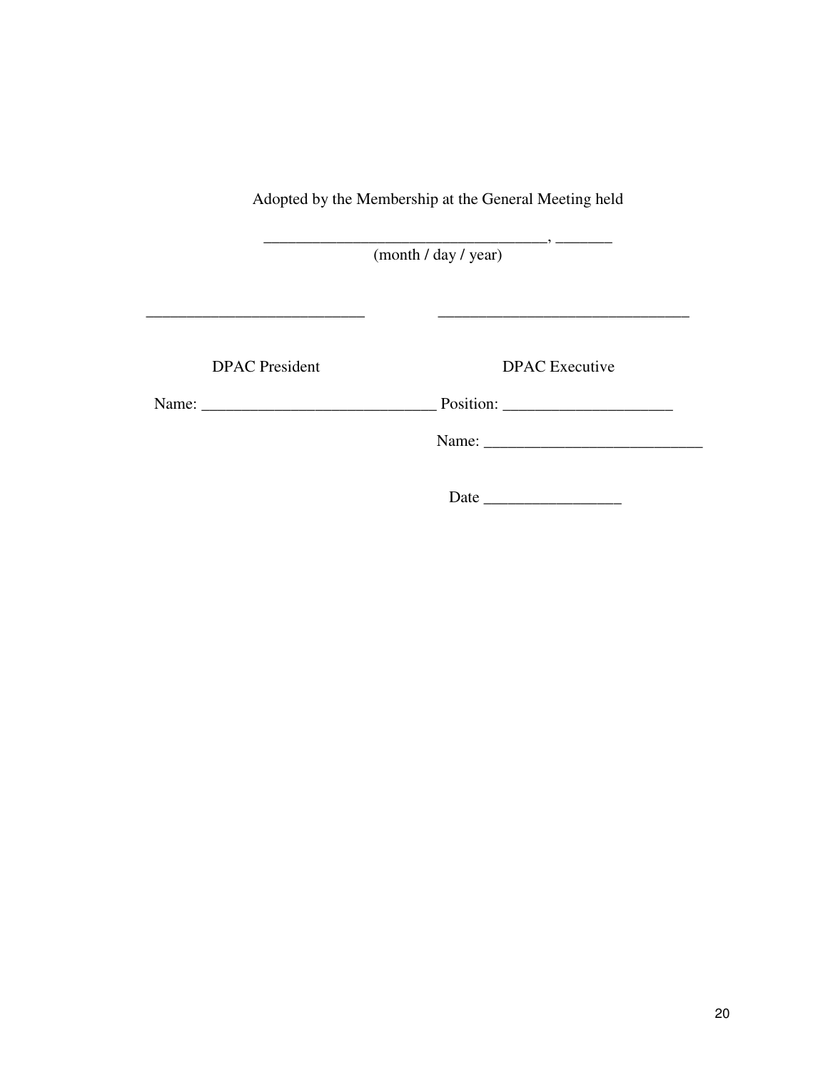Adopted by the Membership at the General Meeting held

___________________________________, _______
(month / day / year)

___________________________ ________________________________

DPAC President DPAC Executive

Name: _____________________________ Position: ____________________

Name: ___________________________

Date _________________